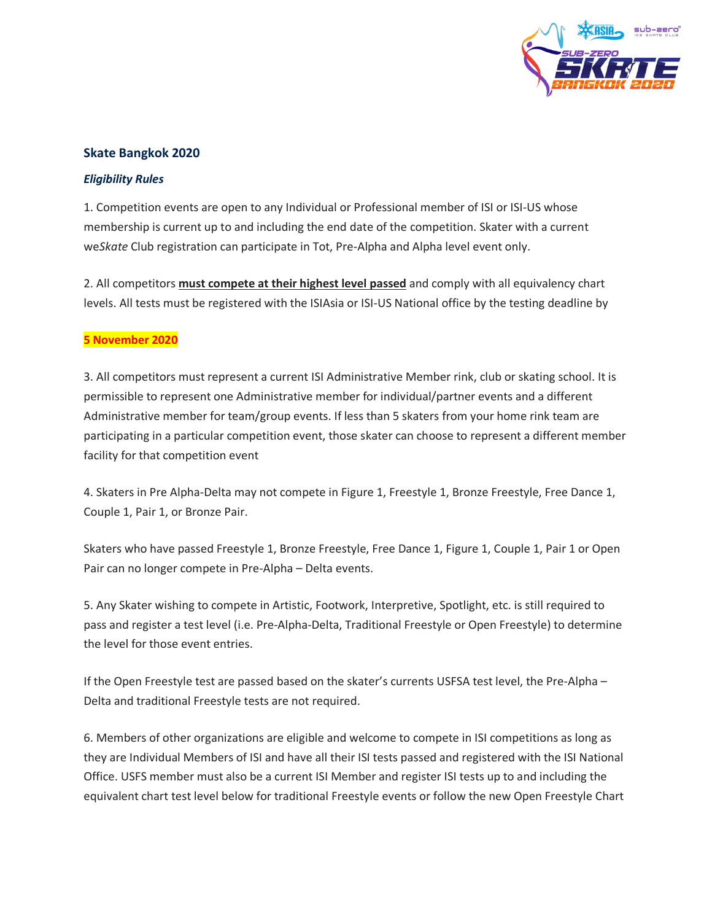## Skate Bangkok 2020

### *Eligibility Rules*

1. Competition events are open to any Individual or Professional member of ISI or ISI-US whose membership is current up to and including the end date of the competition. Skater with a current we*Skate* Club registration can participate in Tot, Pre-Alpha and Alpha level event only.

2. All competitors **must compete at their highest level passed** and comply with all equivalency chart levels. All tests must be registered with the ISIAsia or ISI-US National office by the testing deadline by

**5 November 2020**

3. All competitors must represent a current ISI Administrative Member rink, club or skating school. It is permissible to represent one Administrative member for individual/partner events and a different Administrative member for team/group events. If less than 5 skaters from your home rink team are participating in a particular competition event, those skater can choose to represent a different member facility for that competition event

4. Skaters in Pre Alpha-Delta may not compete in Figure 1, Freestyle 1, Bronze Freestyle, Free Dance 1, Couple 1, Pair 1, or Bronze Pair.

Skaters who have passed Freestyle 1, Bronze Freestyle, Free Dance 1, Figure 1, Couple 1, Pair 1 or Open Pair can no longer compete in Pre-Alpha – Delta events.

5. Any Skater wishing to compete in Artistic, Footwork, Interpretive, Spotlight, etc. is still required to pass and register a test level (i.e. Pre-Alpha-Delta, Traditional Freestyle or Open Freestyle) to determine the level for those event entries.

If the Open Freestyle test are passed based on the skater's currents USFSA test level, the Pre-Alpha – Delta and traditional Freestyle tests are not required.

6. Members of other organizations are eligible and welcome to compete in ISI competitions as long as they are Individual Members of ISI and have all their ISI tests passed and registered with the ISI National Office. USFS member must also be a current ISI Member and register ISI tests up to and including the equivalent chart test level below for traditional Freestyle events or follow the new Open Freestyle Chart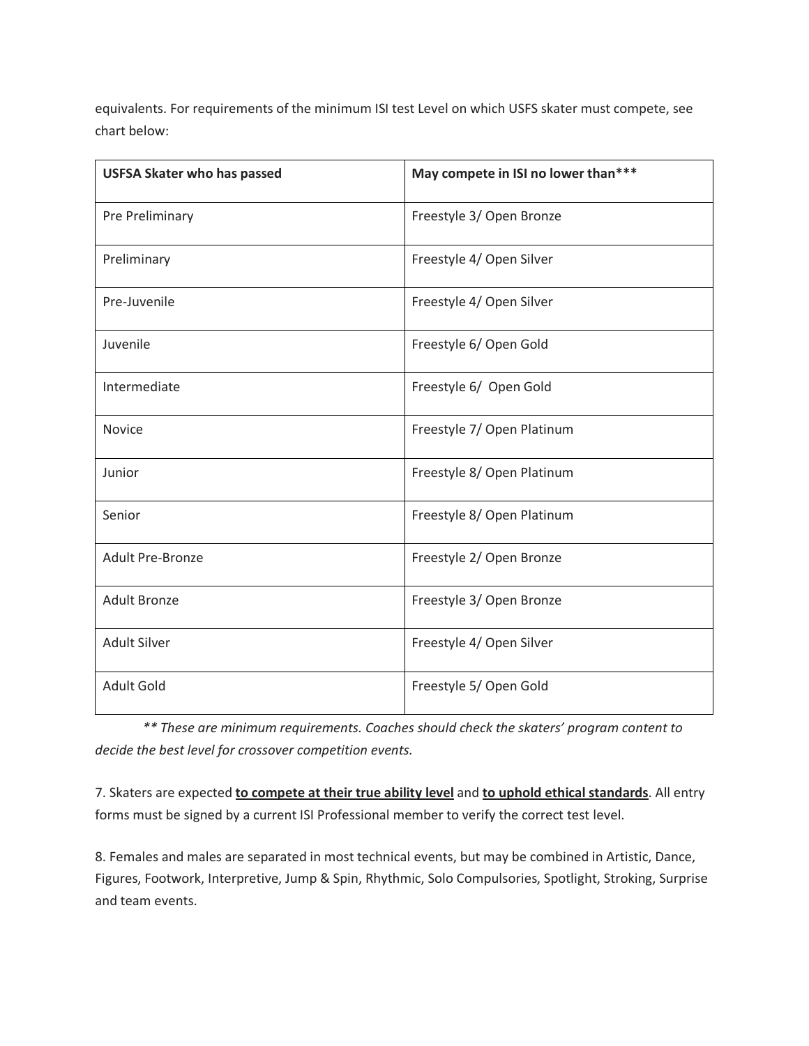equivalents. For requirements of the minimum ISI test Level on which USFS skater must compete, see chart below:

| USFSA Skater who has passed | May compete in ISI no lower than*** |
|---|---|
| Pre Preliminary | Freestyle 3/ Open Bronze |
| Preliminary | Freestyle 4/ Open Silver |
| Pre-Juvenile | Freestyle 4/ Open Silver |
| Juvenile | Freestyle 6/ Open Gold |
| Intermediate | Freestyle 6/ Open Gold |
| Novice | Freestyle 7/ Open Platinum |
| Junior | Freestyle 8/ Open Platinum |
| Senior | Freestyle 8/ Open Platinum |
| Adult Pre-Bronze | Freestyle 2/ Open Bronze |
| Adult Bronze | Freestyle 3/ Open Bronze |
| Adult Silver | Freestyle 4/ Open Silver |
| Adult Gold | Freestyle 5/ Open Gold |

*** These are minimum requirements. Coaches should check the skaters' program content to decide the best level for crossover competition events.*

7. Skaters are expected **to compete at their true ability level** and **to uphold ethical standards**. All entry forms must be signed by a current ISI Professional member to verify the correct test level.

8. Females and males are separated in most technical events, but may be combined in Artistic, Dance, Figures, Footwork, Interpretive, Jump & Spin, Rhythmic, Solo Compulsories, Spotlight, Stroking, Surprise and team events.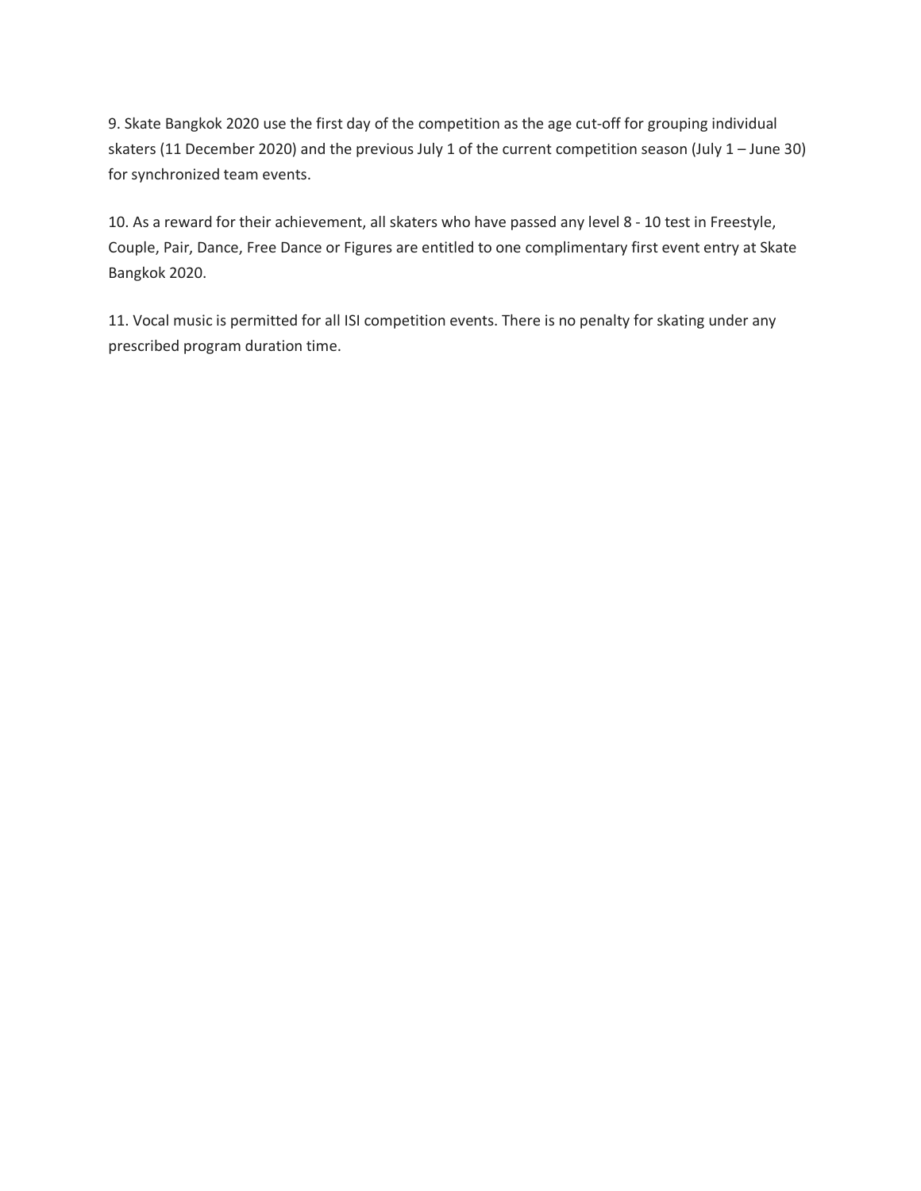9. Skate Bangkok 2020 use the first day of the competition as the age cut-off for grouping individual skaters (11 December 2020) and the previous July 1 of the current competition season (July 1 – June 30) for synchronized team events.

10. As a reward for their achievement, all skaters who have passed any level 8 - 10 test in Freestyle, Couple, Pair, Dance, Free Dance or Figures are entitled to one complimentary first event entry at Skate Bangkok 2020.

11. Vocal music is permitted for all ISI competition events. There is no penalty for skating under any prescribed program duration time.